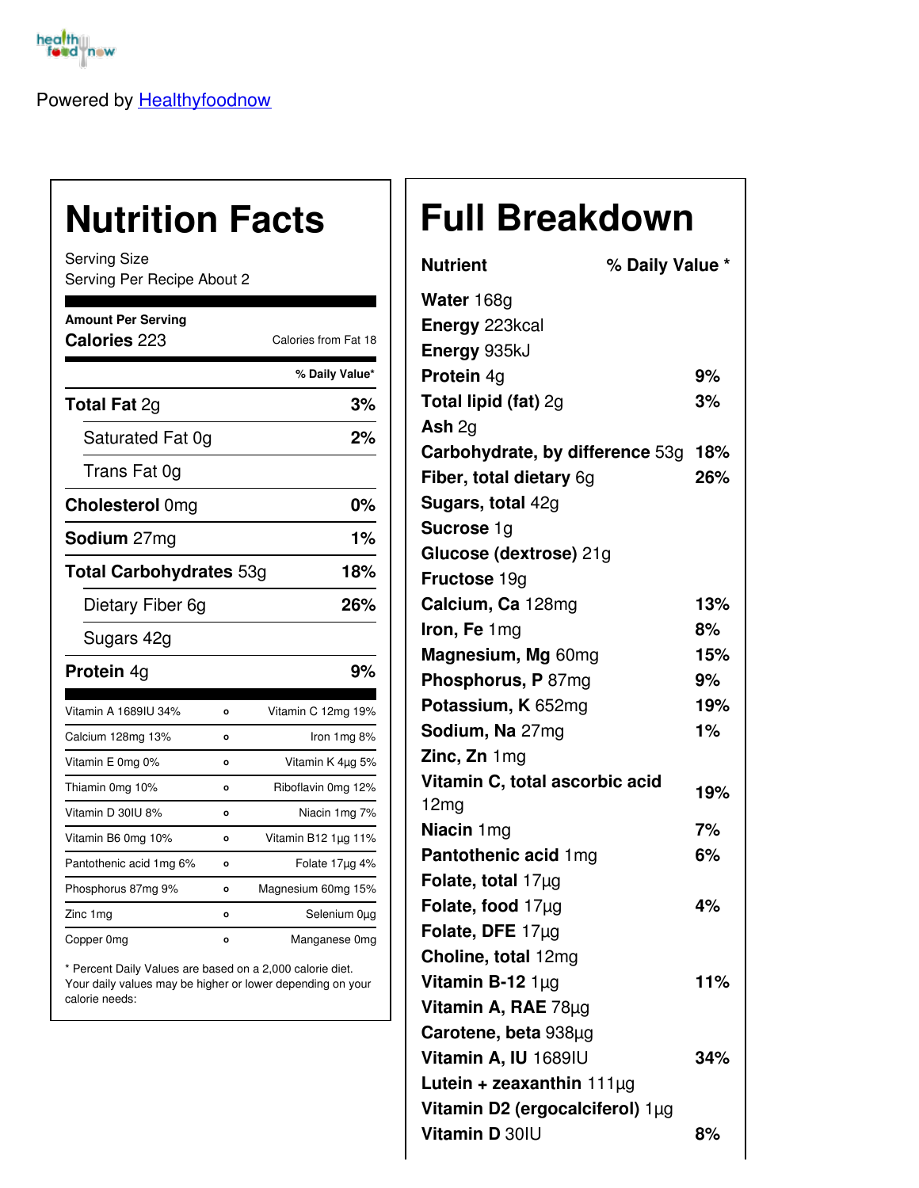Powered by [Healthyfoodnow](Healthyfoodnow)

# Nutrition Facts

Serving Size
Serving Per Recipe About 2

**Amount Per Serving**

**Calories** 223 — Calories from Fat 18

| | % Daily Value* |
|---|---|
| **Total Fat** 2g | **3%** |
| Saturated Fat 0g | **2%** |
| Trans Fat 0g | |
| **Cholesterol** 0mg | **0%** |
| **Sodium** 27mg | **1%** |
| **Total Carbohydrates** 53g | **18%** |
| Dietary Fiber 6g | **26%** |
| Sugars 42g | |
| **Protein** 4g | **9%** |

| | | |
|---|---|---|
| Vitamin A 1689IU 34% | o | Vitamin C 12mg 19% |
| Calcium 128mg 13% | o | Iron 1mg 8% |
| Vitamin E 0mg 0% | o | Vitamin K 4µg 5% |
| Thiamin 0mg 10% | o | Riboflavin 0mg 12% |
| Vitamin D 30IU 8% | o | Niacin 1mg 7% |
| Vitamin B6 0mg 10% | o | Vitamin B12 1µg 11% |
| Pantothenic acid 1mg 6% | o | Folate 17µg 4% |
| Phosphorus 87mg 9% | o | Magnesium 60mg 15% |
| Zinc 1mg | o | Selenium 0µg |
| Copper 0mg | o | Manganese 0mg |

* Percent Daily Values are based on a 2,000 calorie diet. Your daily values may be higher or lower depending on your calorie needs:

# Full Breakdown

| Nutrient | % Daily Value * |
|---|---|
| **Water** 168g | |
| **Energy** 223kcal | |
| **Energy** 935kJ | |
| **Protein** 4g | **9%** |
| **Total lipid (fat)** 2g | **3%** |
| **Ash** 2g | |
| **Carbohydrate, by difference** 53g | **18%** |
| **Fiber, total dietary** 6g | **26%** |
| **Sugars, total** 42g | |
| **Sucrose** 1g | |
| **Glucose (dextrose)** 21g | |
| **Fructose** 19g | |
| **Calcium, Ca** 128mg | **13%** |
| **Iron, Fe** 1mg | **8%** |
| **Magnesium, Mg** 60mg | **15%** |
| **Phosphorus, P** 87mg | **9%** |
| **Potassium, K** 652mg | **19%** |
| **Sodium, Na** 27mg | **1%** |
| **Zinc, Zn** 1mg | |
| **Vitamin C, total ascorbic acid** 12mg | **19%** |
| **Niacin** 1mg | **7%** |
| **Pantothenic acid** 1mg | **6%** |
| **Folate, total** 17µg | |
| **Folate, food** 17µg | **4%** |
| **Folate, DFE** 17µg | |
| **Choline, total** 12mg | |
| **Vitamin B-12** 1µg | **11%** |
| **Vitamin A, RAE** 78µg | |
| **Carotene, beta** 938µg | |
| **Vitamin A, IU** 1689IU | **34%** |
| **Lutein + zeaxanthin** 111µg | |
| **Vitamin D2 (ergocalciferol)** 1µg | |
| **Vitamin D** 30IU | **8%** |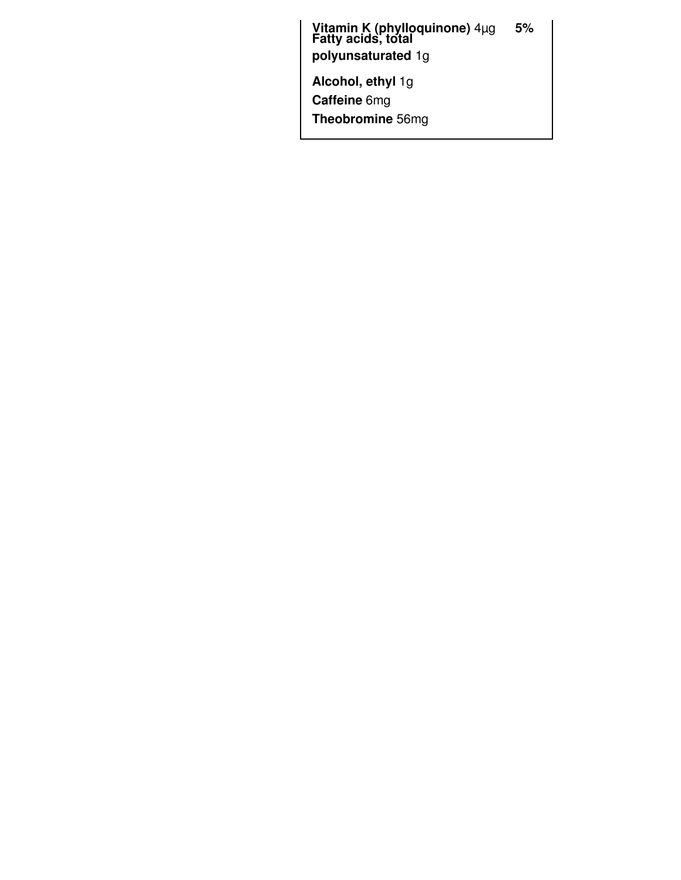**Vitamin K (phylloquinone)** 4µg **5%**

**Fatty acids, total polyunsaturated** 1g

**Alcohol, ethyl** 1g

**Caffeine** 6mg

**Theobromine** 56mg